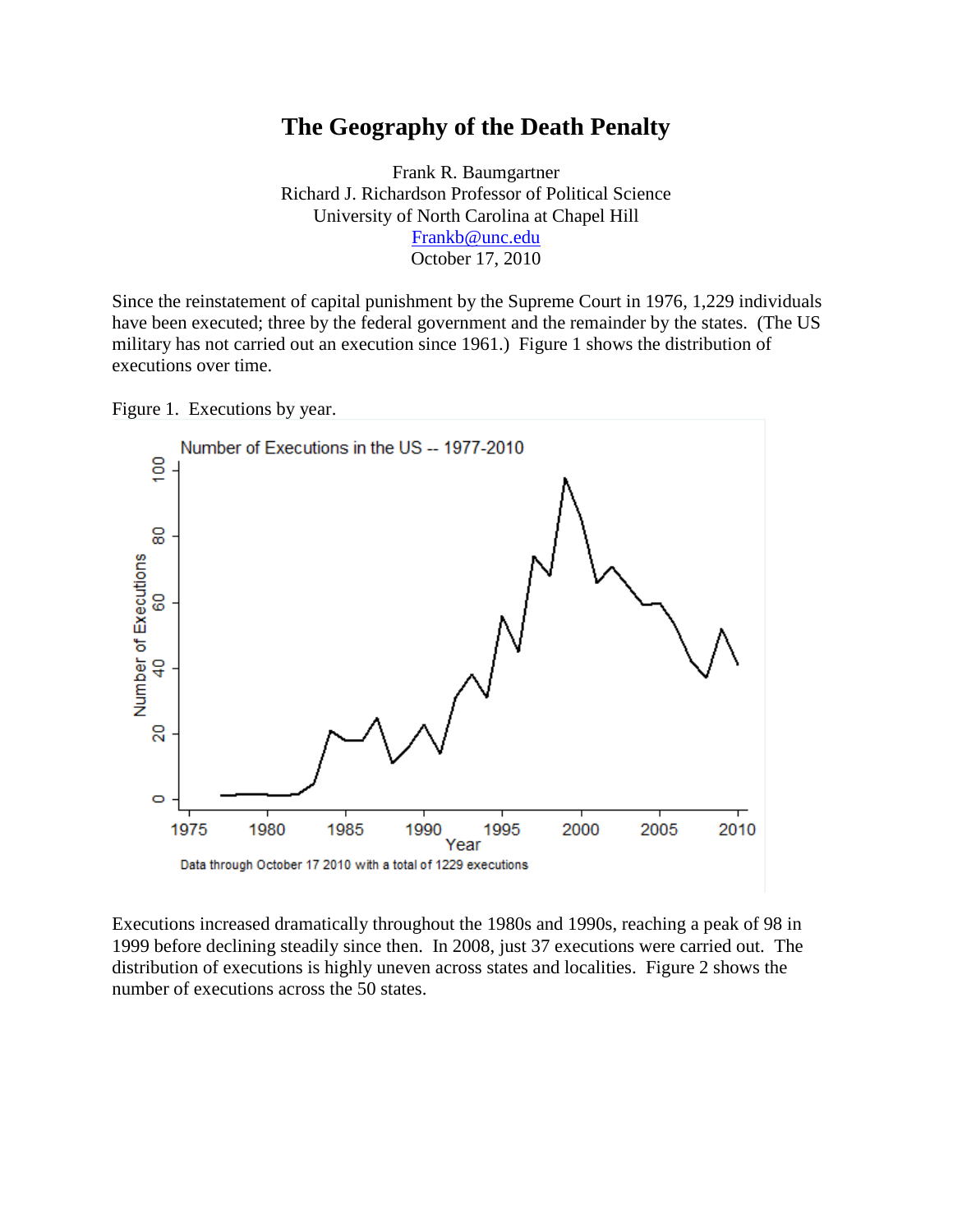# The Geography of the Death Penalty

Frank R. Baumgartner
Richard J. Richardson Professor of Political Science
University of North Carolina at Chapel Hill
Frankb@unc.edu
October 17, 2010

Since the reinstatement of capital punishment by the Supreme Court in 1976, 1,229 individuals have been executed; three by the federal government and the remainder by the states. (The US military has not carried out an execution since 1961.) Figure 1 shows the distribution of executions over time.

Figure 1. Executions by year.

Number of Executions in the US -- 1977-2010

Number of Executions

0
20
40
60
80
100

1975
1980
1985
1990
1995
2000
2005
2010

Year

Data through October 17 2010 with a total of 1229 executions

Executions increased dramatically throughout the 1980s and 1990s, reaching a peak of 98 in 1999 before declining steadily since then. In 2008, just 37 executions were carried out. The distribution of executions is highly uneven across states and localities. Figure 2 shows the number of executions across the 50 states.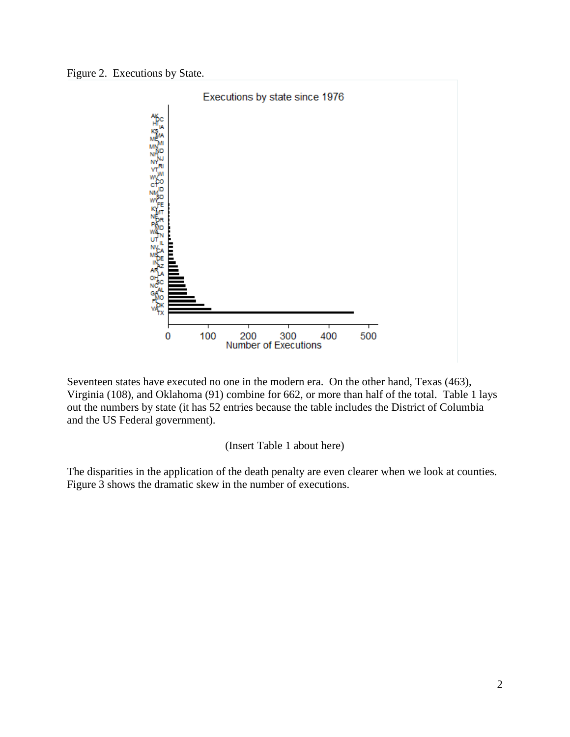Figure 2. Executions by State.

Executions by state since 1976

AK DC HI IA KS MA ME MI MN ND NH NJ NY RI VT WI WV CO CT ID NM SD WY FE KY MT NE OR PA MD WA TN UT IL NV CA MS DE IN AZ AR LA OH SC NC AL GA MO FL OK VA TX

0 100 200 300 400 500

Number of Executions

Seventeen states have executed no one in the modern era. On the other hand, Texas (463), Virginia (108), and Oklahoma (91) combine for 662, or more than half of the total. Table 1 lays out the numbers by state (it has 52 entries because the table includes the District of Columbia and the US Federal government).

(Insert Table 1 about here)

The disparities in the application of the death penalty are even clearer when we look at counties. Figure 3 shows the dramatic skew in the number of executions.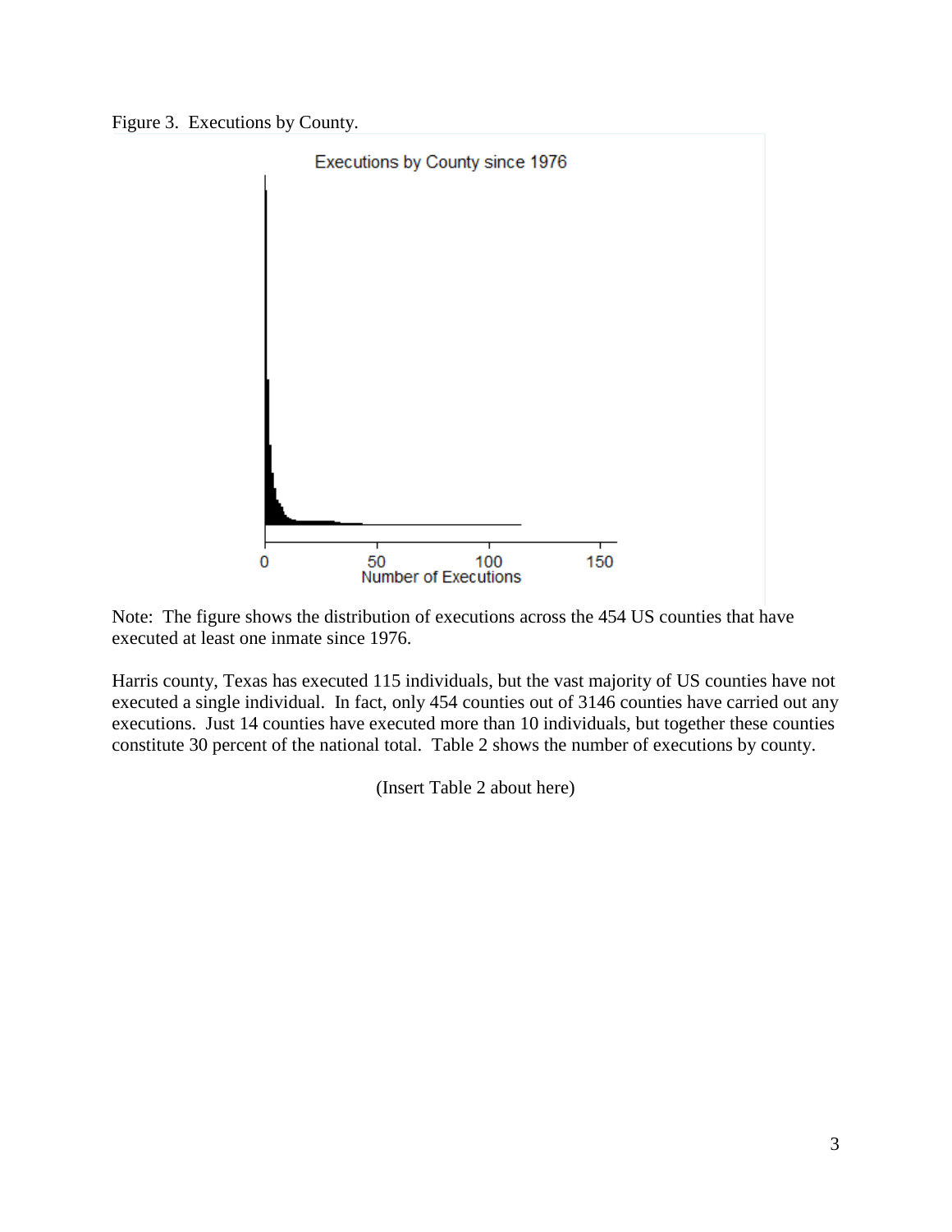Figure 3. Executions by County.

Executions by County since 1976

0
50
100
150
Number of Executions

Note: The figure shows the distribution of executions across the 454 US counties that have executed at least one inmate since 1976.

Harris county, Texas has executed 115 individuals, but the vast majority of US counties have not executed a single individual. In fact, only 454 counties out of 3146 counties have carried out any executions. Just 14 counties have executed more than 10 individuals, but together these counties constitute 30 percent of the national total. Table 2 shows the number of executions by county.

(Insert Table 2 about here)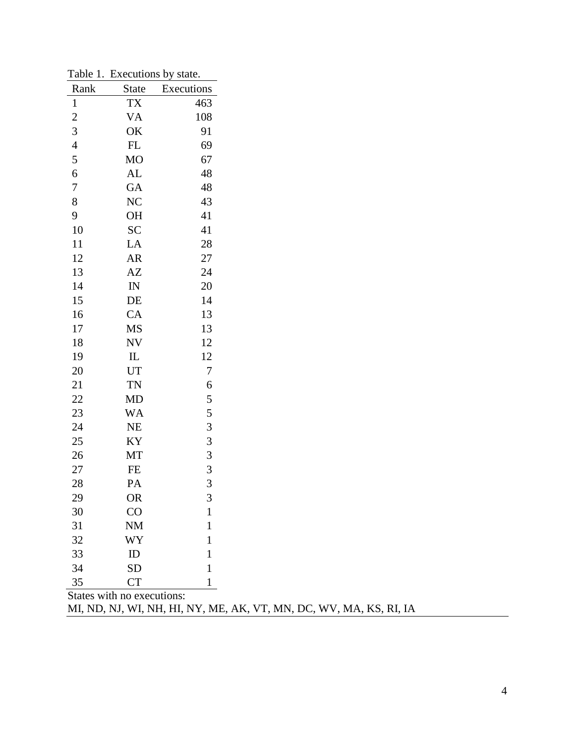Table 1. Executions by state.

| Rank | State | Executions |
|---|---|---|
| 1 | TX | 463 |
| 2 | VA | 108 |
| 3 | OK | 91 |
| 4 | FL | 69 |
| 5 | MO | 67 |
| 6 | AL | 48 |
| 7 | GA | 48 |
| 8 | NC | 43 |
| 9 | OH | 41 |
| 10 | SC | 41 |
| 11 | LA | 28 |
| 12 | AR | 27 |
| 13 | AZ | 24 |
| 14 | IN | 20 |
| 15 | DE | 14 |
| 16 | CA | 13 |
| 17 | MS | 13 |
| 18 | NV | 12 |
| 19 | IL | 12 |
| 20 | UT | 7 |
| 21 | TN | 6 |
| 22 | MD | 5 |
| 23 | WA | 5 |
| 24 | NE | 3 |
| 25 | KY | 3 |
| 26 | MT | 3 |
| 27 | FE | 3 |
| 28 | PA | 3 |
| 29 | OR | 3 |
| 30 | CO | 1 |
| 31 | NM | 1 |
| 32 | WY | 1 |
| 33 | ID | 1 |
| 34 | SD | 1 |
| 35 | CT | 1 |

States with no executions:
MI, ND, NJ, WI, NH, HI, NY, ME, AK, VT, MN, DC, WV, MA, KS, RI, IA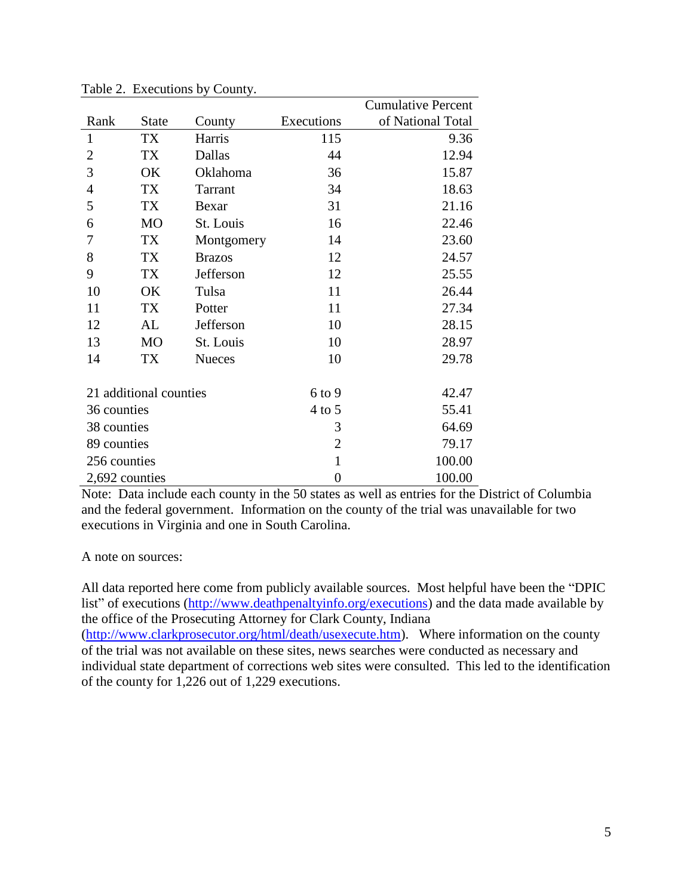Table 2. Executions by County.

| Rank | State | County | Executions | Cumulative Percent of National Total |
|---|---|---|---|---|
| 1 | TX | Harris | 115 | 9.36 |
| 2 | TX | Dallas | 44 | 12.94 |
| 3 | OK | Oklahoma | 36 | 15.87 |
| 4 | TX | Tarrant | 34 | 18.63 |
| 5 | TX | Bexar | 31 | 21.16 |
| 6 | MO | St. Louis | 16 | 22.46 |
| 7 | TX | Montgomery | 14 | 23.60 |
| 8 | TX | Brazos | 12 | 24.57 |
| 9 | TX | Jefferson | 12 | 25.55 |
| 10 | OK | Tulsa | 11 | 26.44 |
| 11 | TX | Potter | 11 | 27.34 |
| 12 | AL | Jefferson | 10 | 28.15 |
| 13 | MO | St. Louis | 10 | 28.97 |
| 14 | TX | Nueces | 10 | 29.78 |
| | | | | |
| 21 additional counties | | | 6 to 9 | 42.47 |
| 36 counties | | | 4 to 5 | 55.41 |
| 38 counties | | | 3 | 64.69 |
| 89 counties | | | 2 | 79.17 |
| 256 counties | | | 1 | 100.00 |
| 2,692 counties | | | 0 | 100.00 |

Note: Data include each county in the 50 states as well as entries for the District of Columbia and the federal government. Information on the county of the trial was unavailable for two executions in Virginia and one in South Carolina.

A note on sources:

All data reported here come from publicly available sources. Most helpful have been the "DPIC list" of executions (http://www.deathpenaltyinfo.org/executions) and the data made available by the office of the Prosecuting Attorney for Clark County, Indiana (http://www.clarkprosecutor.org/html/death/usexecute.htm). Where information on the county of the trial was not available on these sites, news searches were conducted as necessary and individual state department of corrections web sites were consulted. This led to the identification of the county for 1,226 out of 1,229 executions.